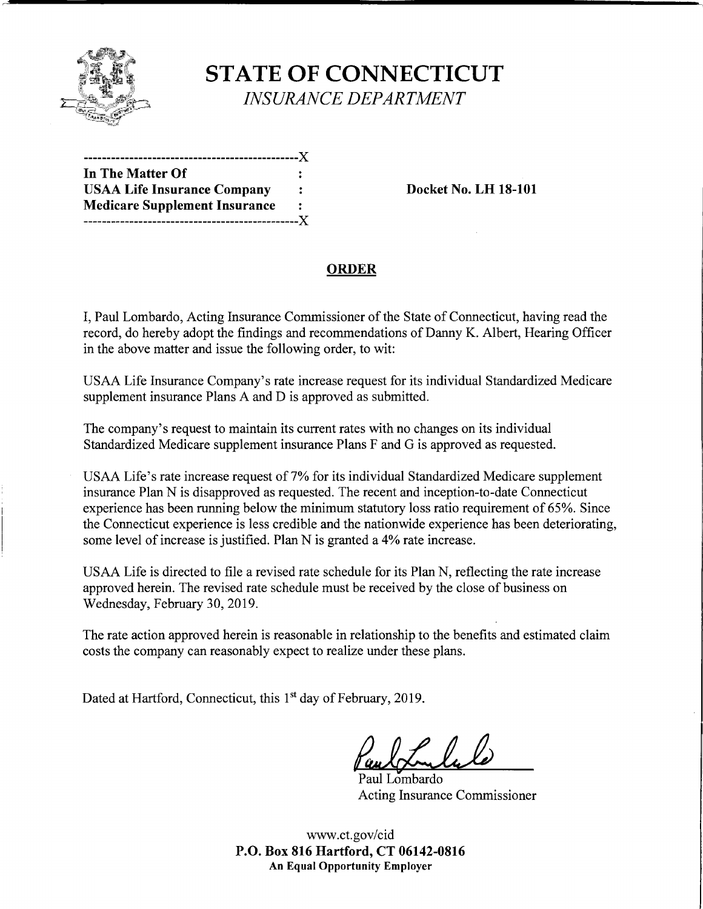# STATE OF CONNECTICUT

*INSURANCE DEPARTMENT*

---------------------------------------------X
**In The Matter Of** :
**USAA Life Insurance Company** :
**Medicare Supplement Insurance** :
---------------------------------------------X

**Docket No. LH 18-101**

## ORDER

I, Paul Lombardo, Acting Insurance Commissioner of the State of Connecticut, having read the record, do hereby adopt the findings and recommendations of Danny K. Albert, Hearing Officer in the above matter and issue the following order, to wit:

USAA Life Insurance Company's rate increase request for its individual Standardized Medicare supplement insurance Plans A and D is approved as submitted.

The company's request to maintain its current rates with no changes on its individual Standardized Medicare supplement insurance Plans F and G is approved as requested.

USAA Life's rate increase request of 7% for its individual Standardized Medicare supplement insurance Plan N is disapproved as requested. The recent and inception-to-date Connecticut experience has been running below the minimum statutory loss ratio requirement of 65%. Since the Connecticut experience is less credible and the nationwide experience has been deteriorating, some level of increase is justified. Plan N is granted a 4% rate increase.

USAA Life is directed to file a revised rate schedule for its Plan N, reflecting the rate increase approved herein. The revised rate schedule must be received by the close of business on Wednesday, February 30, 2019.

The rate action approved herein is reasonable in relationship to the benefits and estimated claim costs the company can reasonably expect to realize under these plans.

Dated at Hartford, Connecticut, this 1st day of February, 2019.

Paul Lombardo
Acting Insurance Commissioner

www.ct.gov/cid
**P.O. Box 816 Hartford, CT 06142-0816**
**An Equal Opportunity Employer**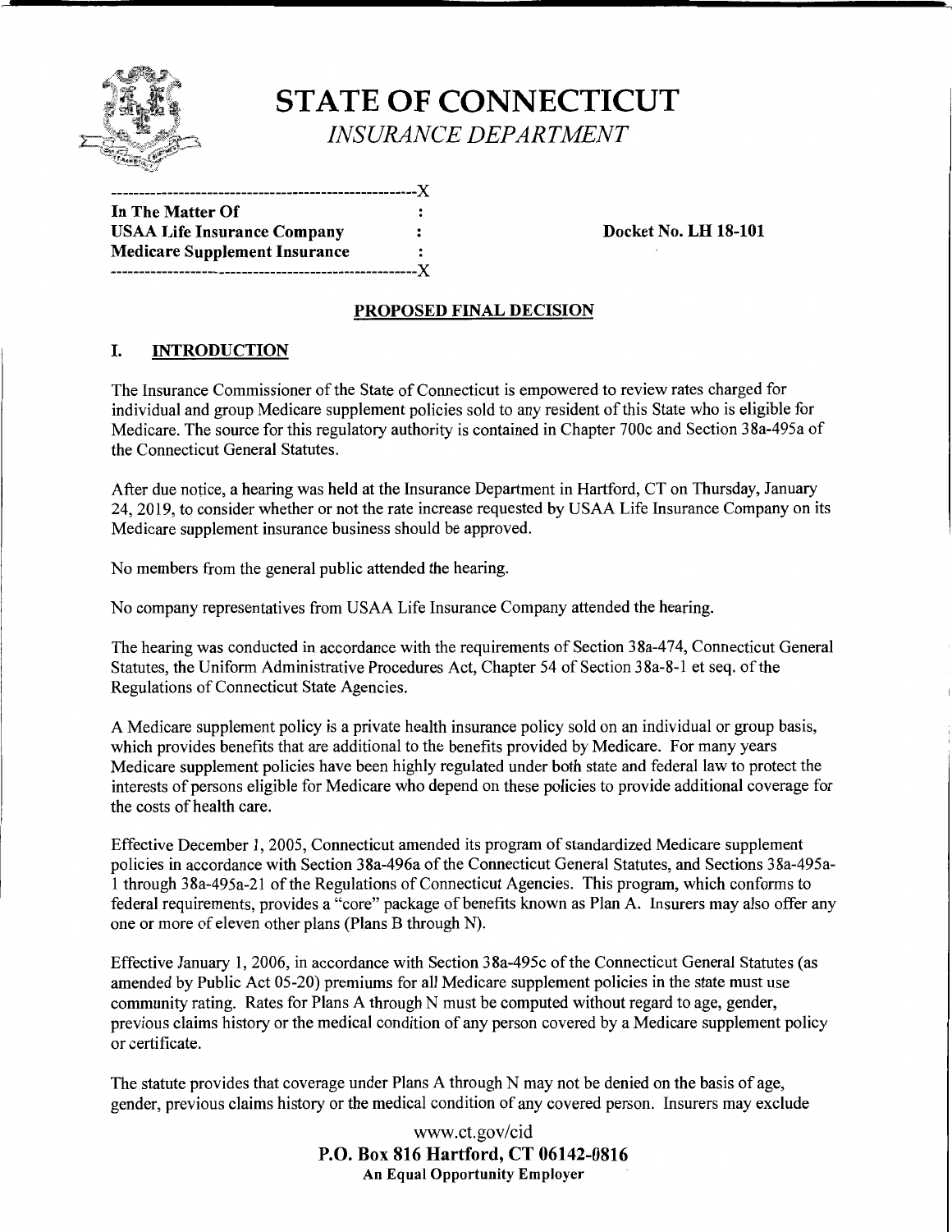# STATE OF CONNECTICUT

*INSURANCE DEPARTMENT*

```
----------------------------------------------------X
In The Matter Of                                    :
USAA Life Insurance Company                         :      Docket No. LH 18-101
Medicare Supplement Insurance                       :
----------------------------------------------------X
```

## PROPOSED FINAL DECISION

### I. INTRODUCTION

The Insurance Commissioner of the State of Connecticut is empowered to review rates charged for individual and group Medicare supplement policies sold to any resident of this State who is eligible for Medicare. The source for this regulatory authority is contained in Chapter 700c and Section 38a-495a of the Connecticut General Statutes.

After due notice, a hearing was held at the Insurance Department in Hartford, CT on Thursday, January 24, 2019, to consider whether or not the rate increase requested by USAA Life Insurance Company on its Medicare supplement insurance business should be approved.

No members from the general public attended the hearing.

No company representatives from USAA Life Insurance Company attended the hearing.

The hearing was conducted in accordance with the requirements of Section 38a-474, Connecticut General Statutes, the Uniform Administrative Procedures Act, Chapter 54 of Section 38a-8-1 et seq. of the Regulations of Connecticut State Agencies.

A Medicare supplement policy is a private health insurance policy sold on an individual or group basis, which provides benefits that are additional to the benefits provided by Medicare. For many years Medicare supplement policies have been highly regulated under both state and federal law to protect the interests of persons eligible for Medicare who depend on these policies to provide additional coverage for the costs of health care.

Effective December 1, 2005, Connecticut amended its program of standardized Medicare supplement policies in accordance with Section 38a-496a of the Connecticut General Statutes, and Sections 38a-495a-1 through 38a-495a-21 of the Regulations of Connecticut Agencies. This program, which conforms to federal requirements, provides a "core" package of benefits known as Plan A. Insurers may also offer any one or more of eleven other plans (Plans B through N).

Effective January 1, 2006, in accordance with Section 38a-495c of the Connecticut General Statutes (as amended by Public Act 05-20) premiums for all Medicare supplement policies in the state must use community rating. Rates for Plans A through N must be computed without regard to age, gender, previous claims history or the medical condition of any person covered by a Medicare supplement policy or certificate.

The statute provides that coverage under Plans A through N may not be denied on the basis of age, gender, previous claims history or the medical condition of any covered person. Insurers may exclude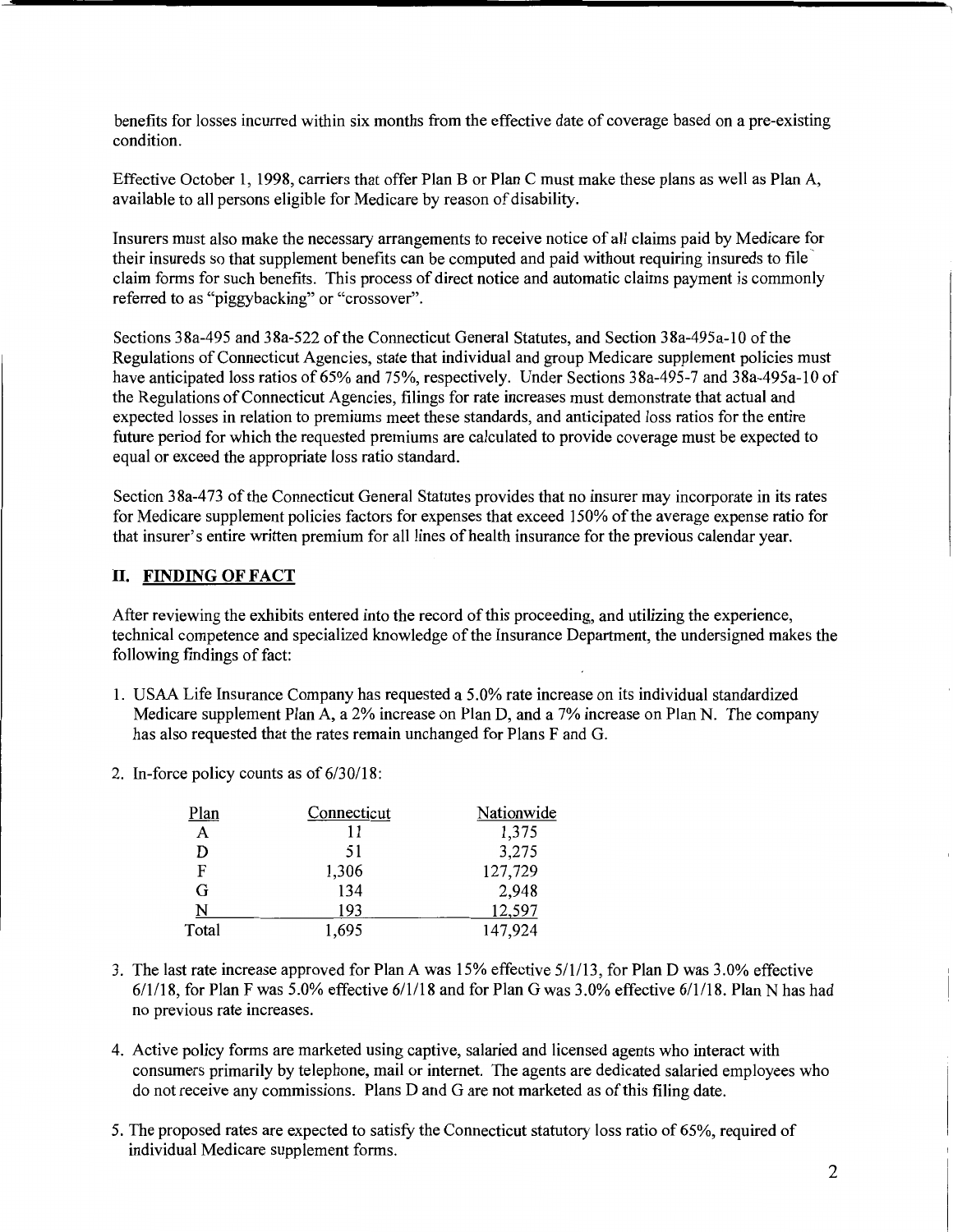benefits for losses incurred within six months from the effective date of coverage based on a pre-existing condition.

Effective October 1, 1998, carriers that offer Plan B or Plan C must make these plans as well as Plan A, available to all persons eligible for Medicare by reason of disability.

Insurers must also make the necessary arrangements to receive notice of all claims paid by Medicare for their insureds so that supplement benefits can be computed and paid without requiring insureds to file claim forms for such benefits. This process of direct notice and automatic claims payment is commonly referred to as "piggybacking" or "crossover".

Sections 38a-495 and 38a-522 of the Connecticut General Statutes, and Section 38a-495a-10 of the Regulations of Connecticut Agencies, state that individual and group Medicare supplement policies must have anticipated loss ratios of 65% and 75%, respectively. Under Sections 38a-495-7 and 38a-495a-10 of the Regulations of Connecticut Agencies, filings for rate increases must demonstrate that actual and expected losses in relation to premiums meet these standards, and anticipated loss ratios for the entire future period for which the requested premiums are calculated to provide coverage must be expected to equal or exceed the appropriate loss ratio standard.

Section 38a-473 of the Connecticut General Statutes provides that no insurer may incorporate in its rates for Medicare supplement policies factors for expenses that exceed 150% of the average expense ratio for that insurer's entire written premium for all lines of health insurance for the previous calendar year.

## II. FINDING OF FACT

After reviewing the exhibits entered into the record of this proceeding, and utilizing the experience, technical competence and specialized knowledge of the Insurance Department, the undersigned makes the following findings of fact:

1. USAA Life Insurance Company has requested a 5.0% rate increase on its individual standardized Medicare supplement Plan A, a 2% increase on Plan D, and a 7% increase on Plan N. The company has also requested that the rates remain unchanged for Plans F and G.

2. In-force policy counts as of 6/30/18:

| Plan | Connecticut | Nationwide |
|---|---|---|
| A | 11 | 1,375 |
| D | 51 | 3,275 |
| F | 1,306 | 127,729 |
| G | 134 | 2,948 |
| N | 193 | 12,597 |
| Total | 1,695 | 147,924 |

3. The last rate increase approved for Plan A was 15% effective 5/1/13, for Plan D was 3.0% effective 6/1/18, for Plan F was 5.0% effective 6/1/18 and for Plan G was 3.0% effective 6/1/18. Plan N has had no previous rate increases.

4. Active policy forms are marketed using captive, salaried and licensed agents who interact with consumers primarily by telephone, mail or internet. The agents are dedicated salaried employees who do not receive any commissions. Plans D and G are not marketed as of this filing date.

5. The proposed rates are expected to satisfy the Connecticut statutory loss ratio of 65%, required of individual Medicare supplement forms.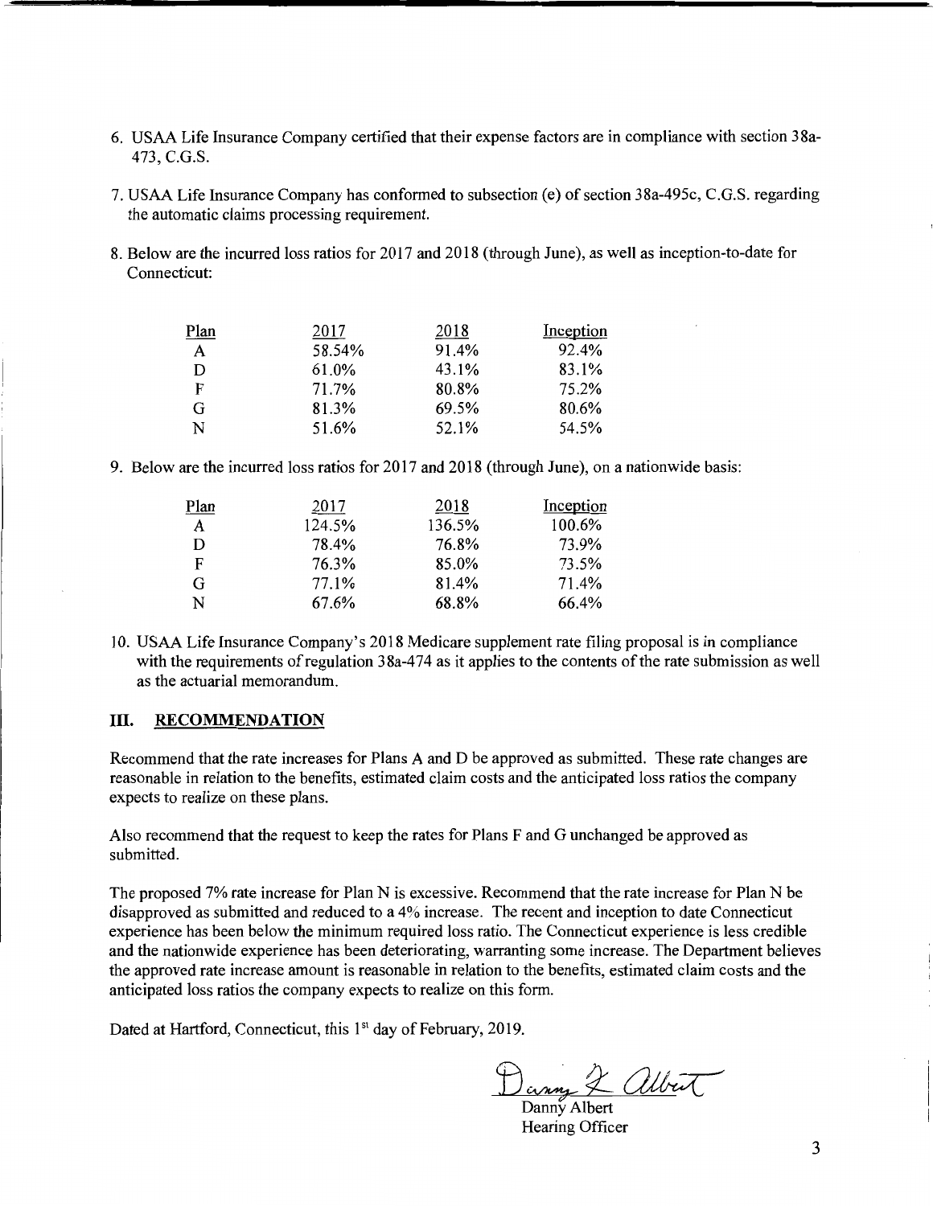6. USAA Life Insurance Company certified that their expense factors are in compliance with section 38a-473, C.G.S.

7. USAA Life Insurance Company has conformed to subsection (e) of section 38a-495c, C.G.S. regarding the automatic claims processing requirement.

8. Below are the incurred loss ratios for 2017 and 2018 (through June), as well as inception-to-date for Connecticut:

| Plan | 2017 | 2018 | Inception |
|---|---|---|---|
| A | 58.54% | 91.4% | 92.4% |
| D | 61.0% | 43.1% | 83.1% |
| F | 71.7% | 80.8% | 75.2% |
| G | 81.3% | 69.5% | 80.6% |
| N | 51.6% | 52.1% | 54.5% |

9. Below are the incurred loss ratios for 2017 and 2018 (through June), on a nationwide basis:

| Plan | 2017 | 2018 | Inception |
|---|---|---|---|
| A | 124.5% | 136.5% | 100.6% |
| D | 78.4% | 76.8% | 73.9% |
| F | 76.3% | 85.0% | 73.5% |
| G | 77.1% | 81.4% | 71.4% |
| N | 67.6% | 68.8% | 66.4% |

10. USAA Life Insurance Company's 2018 Medicare supplement rate filing proposal is in compliance with the requirements of regulation 38a-474 as it applies to the contents of the rate submission as well as the actuarial memorandum.

## III. RECOMMENDATION

Recommend that the rate increases for Plans A and D be approved as submitted. These rate changes are reasonable in relation to the benefits, estimated claim costs and the anticipated loss ratios the company expects to realize on these plans.

Also recommend that the request to keep the rates for Plans F and G unchanged be approved as submitted.

The proposed 7% rate increase for Plan N is excessive. Recommend that the rate increase for Plan N be disapproved as submitted and reduced to a 4% increase. The recent and inception to date Connecticut experience has been below the minimum required loss ratio. The Connecticut experience is less credible and the nationwide experience has been deteriorating, warranting some increase. The Department believes the approved rate increase amount is reasonable in relation to the benefits, estimated claim costs and the anticipated loss ratios the company expects to realize on this form.

Dated at Hartford, Connecticut, this 1st day of February, 2019.

Danny Albert

Hearing Officer